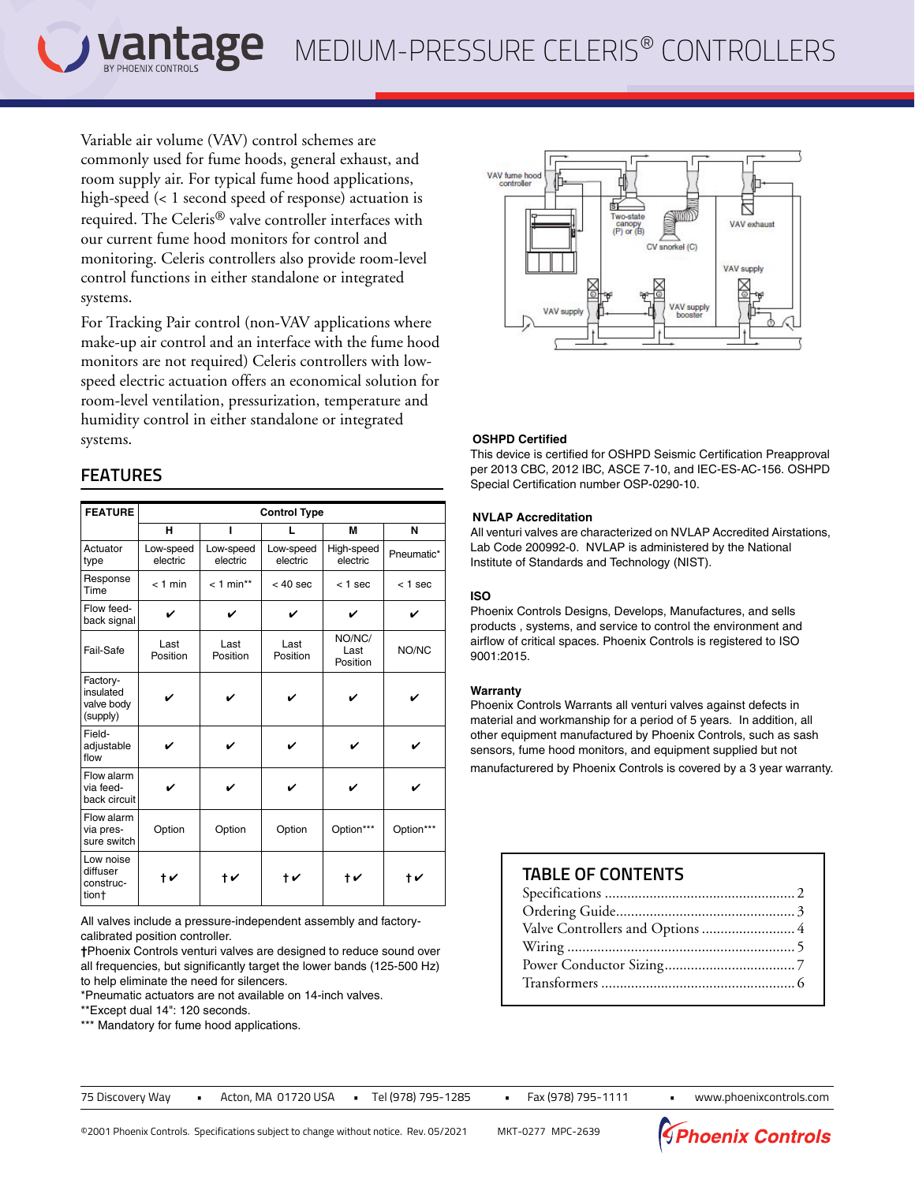# MEDIUM-PRESSURE CELERIS® CONTROLLERS

Variable air volume (VAV) control schemes are commonly used for fume hoods, general exhaust, and room supply air. For typical fume hood applications, high-speed (< 1 second speed of response) actuation is required. The Celeris® valve controller interfaces with our current fume hood monitors for control and monitoring. Celeris controllers also provide room-level control functions in either standalone or integrated systems.

For Tracking Pair control (non-VAV applications where make-up air control and an interface with the fume hood monitors are not required) Celeris controllers with low-speed electric actuation offers an economical solution for room-level ventilation, pressurization, temperature and humidity control in either standalone or integrated systems.

## FEATURES

| FEATURE | Control Type | | | | |
|---|---|---|---|---|---|
| | H | I | L | M | N |
| Actuator type | Low-speed electric | Low-speed electric | Low-speed electric | High-speed electric | Pneumatic* |
| Response Time | < 1 min | < 1 min** | < 40 sec | < 1 sec | < 1 sec |
| Flow feed-back signal | ✔ | ✔ | ✔ | ✔ | ✔ |
| Fail-Safe | Last Position | Last Position | Last Position | NO/NC/ Last Position | NO/NC |
| Factory-insulated valve body (supply) | ✔ | ✔ | ✔ | ✔ | ✔ |
| Field-adjustable flow | ✔ | ✔ | ✔ | ✔ | ✔ |
| Flow alarm via feed-back circuit | ✔ | ✔ | ✔ | ✔ | ✔ |
| Flow alarm via pressure switch | Option | Option | Option | Option*** | Option*** |
| Low noise diffuser construction† | †✔ | †✔ | †✔ | †✔ | †✔ |

All valves include a pressure-independent assembly and factory-calibrated position controller.

†Phoenix Controls venturi valves are designed to reduce sound over all frequencies, but significantly target the lower bands (125-500 Hz) to help eliminate the need for silencers.

*Pneumatic actuators are not available on 14-inch valves.

**Except dual 14": 120 seconds.

*** Mandatory for fume hood applications.

**OSHPD Certified**

This device is certified for OSHPD Seismic Certification Preapproval per 2013 CBC, 2012 IBC, ASCE 7-10, and IEC-ES-AC-156. OSHPD Special Certification number OSP-0290-10.

**NVLAP Accreditation**

All venturi valves are characterized on NVLAP Accredited Airstations, Lab Code 200992-0. NVLAP is administered by the National Institute of Standards and Technology (NIST).

**ISO**

Phoenix Controls Designs, Develops, Manufactures, and sells products , systems, and service to control the environment and airflow of critical spaces. Phoenix Controls is registered to ISO 9001:2015.

**Warranty**

Phoenix Controls Warrants all venturi valves against defects in material and workmanship for a period of 5 years. In addition, all other equipment manufactured by Phoenix Controls, such as sash sensors, fume hood monitors, and equipment supplied but not manufacturered by Phoenix Controls is covered by a 3 year warranty.

## TABLE OF CONTENTS

- Specifications .......... 2
- Ordering Guide .......... 3
- Valve Controllers and Options .......... 4
- Wiring .......... 5
- Power Conductor Sizing .......... 7
- Transformers .......... 6

75 Discovery Way ▪ Acton, MA 01720 USA ▪ Tel (978) 795-1285 ▪ Fax (978) 795-1111 ▪ www.phoenixcontrols.com

©2001 Phoenix Controls. Specifications subject to change without notice. Rev. 05/2021 MKT-0277 MPC-2639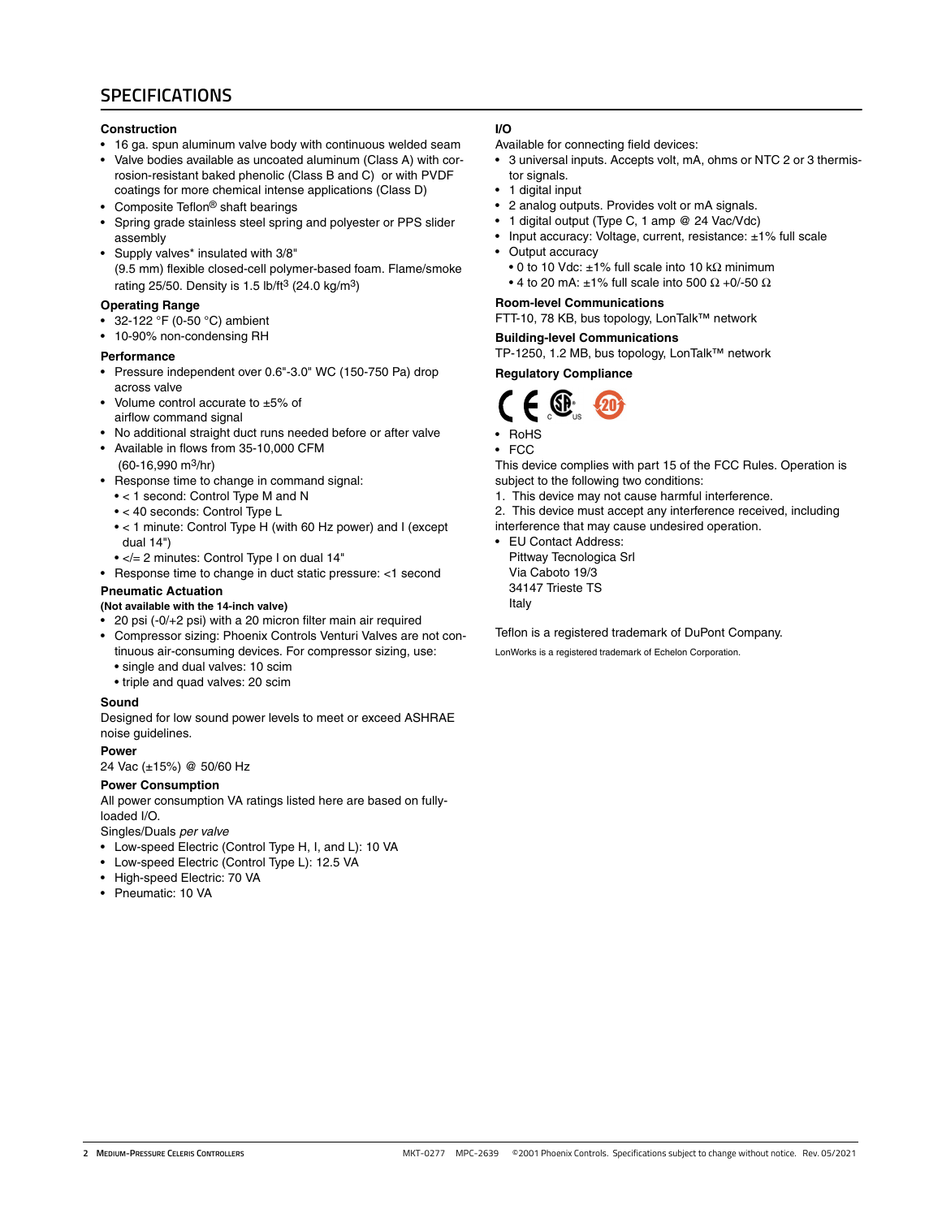## SPECIFICATIONS

### Construction

- 16 ga. spun aluminum valve body with continuous welded seam
- Valve bodies available as uncoated aluminum (Class A) with corrosion-resistant baked phenolic (Class B and C) or with PVDF coatings for more chemical intense applications (Class D)
- Composite Teflon® shaft bearings
- Spring grade stainless steel spring and polyester or PPS slider assembly
- Supply valves* insulated with 3/8" (9.5 mm) flexible closed-cell polymer-based foam. Flame/smoke rating 25/50. Density is 1.5 lb/ft$^3$ (24.0 kg/m$^3$)

### Operating Range

- 32-122 °F (0-50 °C) ambient
- 10-90% non-condensing RH

### Performance

- Pressure independent over 0.6"-3.0" WC (150-750 Pa) drop across valve
- Volume control accurate to ±5% of airflow command signal
- No additional straight duct runs needed before or after valve
- Available in flows from 35-10,000 CFM (60-16,990 m$^3$/hr)
- Response time to change in command signal:
  - < 1 second: Control Type M and N
  - < 40 seconds: Control Type L
  - < 1 minute: Control Type H (with 60 Hz power) and I (except dual 14")
  - </= 2 minutes: Control Type I on dual 14"
- Response time to change in duct static pressure: <1 second

### Pneumatic Actuation

**(Not available with the 14-inch valve)**

- 20 psi (-0/+2 psi) with a 20 micron filter main air required
- Compressor sizing: Phoenix Controls Venturi Valves are not continuous air-consuming devices. For compressor sizing, use:
  - single and dual valves: 10 scim
  - triple and quad valves: 20 scim

### Sound

Designed for low sound power levels to meet or exceed ASHRAE noise guidelines.

### Power

24 Vac (±15%) @ 50/60 Hz

### Power Consumption

All power consumption VA ratings listed here are based on fully-loaded I/O.

Singles/Duals *per valve*

- Low-speed Electric (Control Type H, I, and L): 10 VA
- Low-speed Electric (Control Type L): 12.5 VA
- High-speed Electric: 70 VA
- Pneumatic: 10 VA

### I/O

Available for connecting field devices:

- 3 universal inputs. Accepts volt, mA, ohms or NTC 2 or 3 thermistor signals.
- 1 digital input
- 2 analog outputs. Provides volt or mA signals.
- 1 digital output (Type C, 1 amp @ 24 Vac/Vdc)
- Input accuracy: Voltage, current, resistance: ±1% full scale
- Output accuracy
  - 0 to 10 Vdc: ±1% full scale into 10 kΩ minimum
  - 4 to 20 mA: ±1% full scale into 500 Ω +0/-50 Ω

### Room-level Communications

FTT-10, 78 KB, bus topology, LonTalk™ network

### Building-level Communications

TP-1250, 1.2 MB, bus topology, LonTalk™ network

### Regulatory Compliance

- RoHS
- FCC

This device complies with part 15 of the FCC Rules. Operation is subject to the following two conditions:

1. This device may not cause harmful interference.
2. This device must accept any interference received, including interference that may cause undesired operation.

- EU Contact Address:
  Pittway Tecnologica Srl
  Via Caboto 19/3
  34147 Trieste TS
  Italy

Teflon is a registered trademark of DuPont Company.

LonWorks is a registered trademark of Echelon Corporation.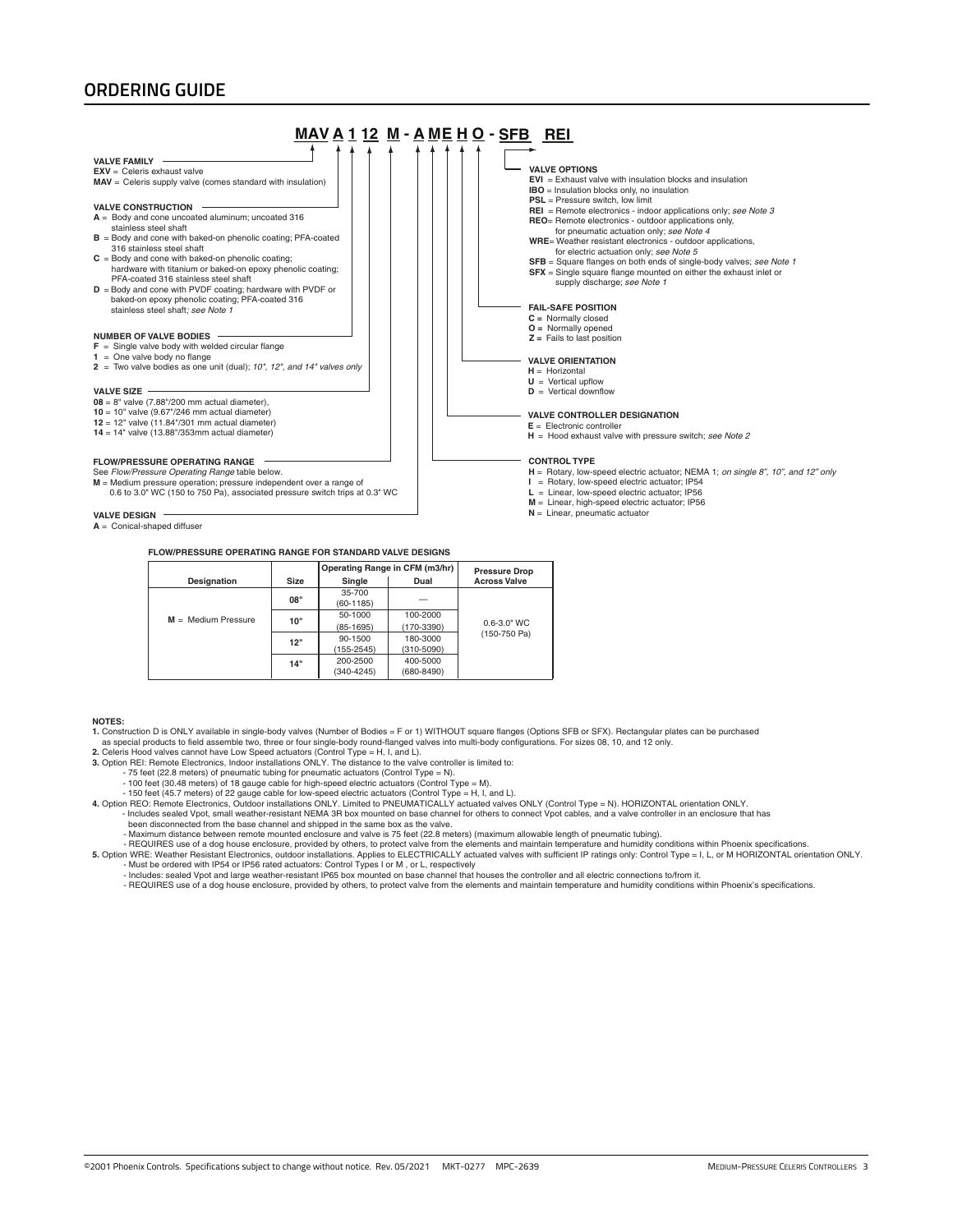# ORDERING GUIDE

**MAV A 1 12 M - A M E H O - SFB REI**

**VALVE FAMILY**
**EXV** = Celeris exhaust valve
**MAV** = Celeris supply valve (comes standard with insulation)

**VALVE CONSTRUCTION**
**A** = Body and cone uncoated aluminum; uncoated 316 stainless steel shaft
**B** = Body and cone with baked-on phenolic coating; PFA-coated 316 stainless steel shaft
**C** = Body and cone with baked-on phenolic coating; hardware with titanium or baked-on epoxy phenolic coating; PFA-coated 316 stainless steel shaft
**D** = Body and cone with PVDF coating; hardware with PVDF or baked-on epoxy phenolic coating; PFA-coated 316 stainless steel shaft; *see Note 1*

**NUMBER OF VALVE BODIES**
**F** = Single valve body with welded circular flange
**1** = One valve body no flange
**2** = Two valve bodies as one unit (dual); *10", 12", and 14" valves only*

**VALVE SIZE**
**08** = 8" valve (7.88"/200 mm actual diameter)
**10** = 10" valve (9.67"/246 mm actual diameter)
**12** = 12" valve (11.84"/301 mm actual diameter)
**14** = 14" valve (13.88"/353mm actual diameter)

**FLOW/PRESSURE OPERATING RANGE**
See *Flow/Pressure Operating Range* table below.
**M** = Medium pressure operation; pressure independent over a range of 0.6 to 3.0" WC (150 to 750 Pa), associated pressure switch trips at 0.3" WC

**VALVE DESIGN**
**A** = Conical-shaped diffuser

**CONTROL TYPE**
**H** = Rotary, low-speed electric actuator; NEMA 1; *on single 8", 10", and 12" only*
**I** = Rotary, low-speed electric actuator; IP54
**L** = Linear, low-speed electric actuator; IP56
**M** = Linear, high-speed electric actuator; IP56
**N** = Linear, pneumatic actuator

**VALVE CONTROLLER DESIGNATION**
**E** = Electronic controller
**H** = Hood exhaust valve with pressure switch; *see Note 2*

**VALVE ORIENTATION**
**H** = Horizontal
**U** = Vertical upflow
**D** = Vertical downflow

**FAIL-SAFE POSITION**
**C** = Normally closed
**O** = Normally opened
**Z** = Fails to last position

**VALVE OPTIONS**
**EVI** = Exhaust valve with insulation blocks and insulation
**IBO** = Insulation blocks only, no insulation
**PSL** = Pressure switch, low limit
**REI** = Remote electronics - indoor applications only; *see Note 3*
**REO**= Remote electronics - outdoor applications only, for pneumatic actuation only; *see Note 4*
**WRE**= Weather resistant electronics - outdoor applications, for electric actuation only; *see Note 5*
**SFB** = Square flanges on both ends of single-body valves; *see Note 1*
**SFX** = Single square flange mounted on either the exhaust inlet or supply discharge; *see Note 1*

**FLOW/PRESSURE OPERATING RANGE FOR STANDARD VALVE DESIGNS**

| Designation | Size | Operating Range in CFM (m3/hr) | | Pressure Drop Across Valve |
|---|---|---|---|---|
| | | Single | Dual | |
| M = Medium Pressure | 08" | 35-700 (60-1185) | — | 0.6-3.0" WC (150-750 Pa) |
| | 10" | 50-1000 (85-1695) | 100-2000 (170-3390) | |
| | 12" | 90-1500 (155-2545) | 180-3000 (310-5090) | |
| | 14" | 200-2500 (340-4245) | 400-5000 (680-8490) | |

**NOTES:**

1. Construction D is ONLY available in single-body valves (Number of Bodies = F or 1) WITHOUT square flanges (Options SFB or SFX). Rectangular plates can be purchased as special products to field assemble two, three or four single-body round-flanged valves into multi-body configurations. For sizes 08, 10, and 12 only.
2. Celeris Hood valves cannot have Low Speed actuators (Control Type = H, I, and L).
3. Option REI: Remote Electronics, Indoor installations ONLY. The distance to the valve controller is limited to:
   - 75 feet (22.8 meters) of pneumatic tubing for pneumatic actuators (Control Type = N).
   - 100 feet (30.48 meters) of 18 gauge cable for high-speed electric actuators (Control Type = M).
   - 150 feet (45.7 meters) of 22 gauge cable for low-speed electric actuators (Control Type = H, I, and L).
4. Option REO: Remote Electronics, Outdoor installations ONLY. Limited to PNEUMATICALLY actuated valves ONLY (Control Type = N). HORIZONTAL orientation ONLY.
   - Includes sealed Vpot, small weather-resistant NEMA 3R box mounted on base channel for others to connect Vpot cables, and a valve controller in an enclosure that has been disconnected from the base channel and shipped in the same box as the valve.
   - Maximum distance between remote mounted enclosure and valve is 75 feet (22.8 meters) (maximum allowable length of pneumatic tubing).
   - REQUIRES use of a dog house enclosure, provided by others, to protect valve from the elements and maintain temperature and humidity conditions within Phoenix specifications.
5. Option WRE: Weather Resistant Electronics, outdoor installations. Applies to ELECTRICALLY actuated valves with sufficient IP ratings only: Control Type = I, L, or M HORIZONTAL orientation ONLY.
   - Must be ordered with IP54 or IP56 rated actuators: Control Types I or M , or L, respectively
   - Includes: sealed Vpot and large weather-resistant IP65 box mounted on base channel that houses the controller and all electric connections to/from it.
   - REQUIRES use of a dog house enclosure, provided by others, to protect valve from the elements and maintain temperature and humidity conditions within Phoenix's specifications.

©2001 Phoenix Controls. Specifications subject to change without notice. Rev. 05/2021 MKT-0277 MPC-2639